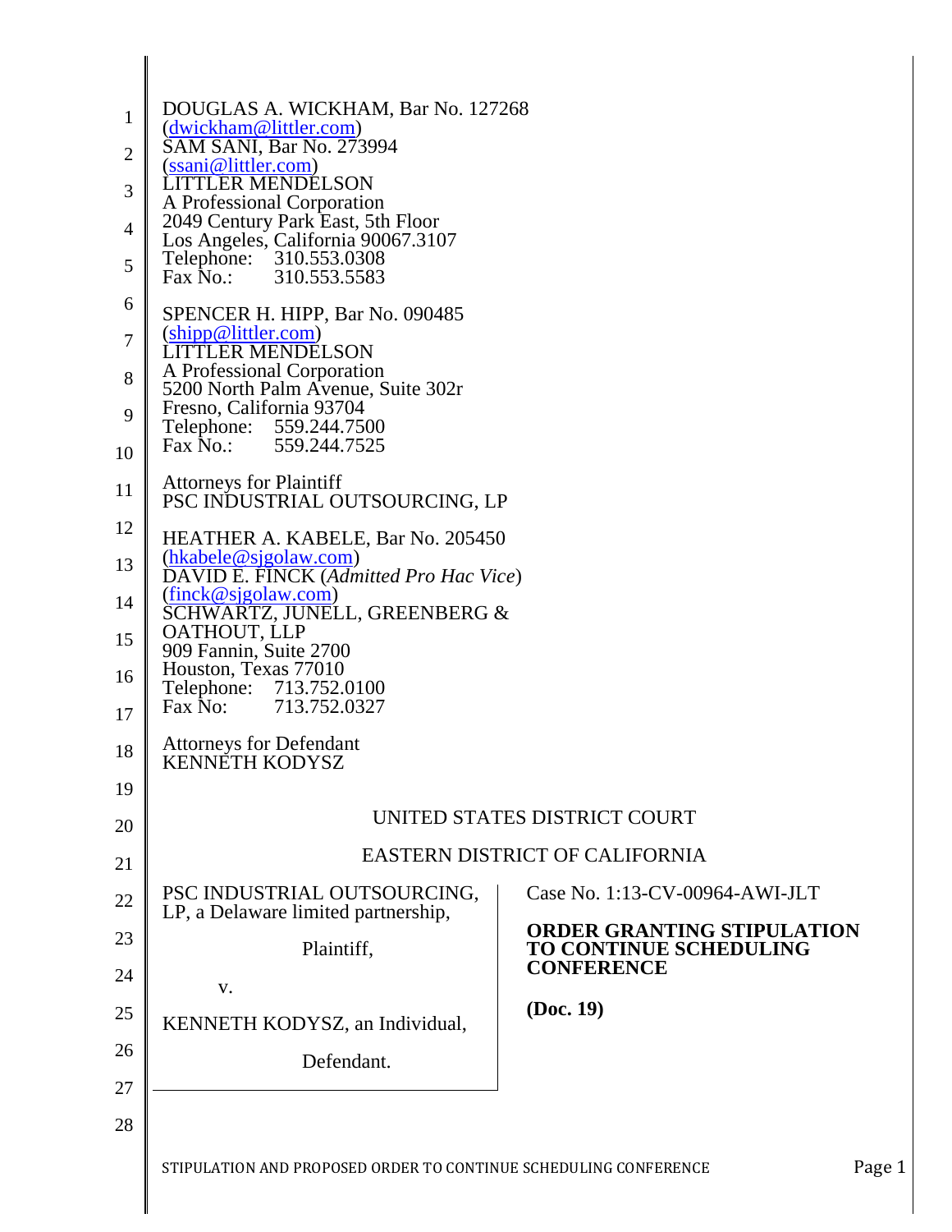DOUGLAS A. WICKHAM, Bar No. 127268
(dwickham@littler.com)
SAM SANI, Bar No. 273994
(ssani@littler.com)
LITTLER MENDELSON
A Professional Corporation
2049 Century Park East, 5th Floor
Los Angeles, California 90067.3107
Telephone: 310.553.0308
Fax No.: 310.553.5583

SPENCER H. HIPP, Bar No. 090485
(shipp@littler.com)
LITTLER MENDELSON
A Professional Corporation
5200 North Palm Avenue, Suite 302r
Fresno, California 93704
Telephone: 559.244.7500
Fax No.: 559.244.7525

Attorneys for Plaintiff
PSC INDUSTRIAL OUTSOURCING, LP

HEATHER A. KABELE, Bar No. 205450
(hkabele@sjgolaw.com)
DAVID E. FINCK (*Admitted Pro Hac Vice*)
(finck@sjgolaw.com)
SCHWARTZ, JUNELL, GREENBERG &
OATHOUT, LLP
909 Fannin, Suite 2700
Houston, Texas 77010
Telephone: 713.752.0100
Fax No: 713.752.0327

Attorneys for Defendant
KENNETH KODYSZ

UNITED STATES DISTRICT COURT

EASTERN DISTRICT OF CALIFORNIA

PSC INDUSTRIAL OUTSOURCING, LP, a Delaware limited partnership,

Plaintiff,

v.

KENNETH KODYSZ, an Individual,

Defendant.

Case No. 1:13-CV-00964-AWI-JLT

**ORDER GRANTING STIPULATION TO CONTINUE SCHEDULING CONFERENCE**

**(Doc. 19)**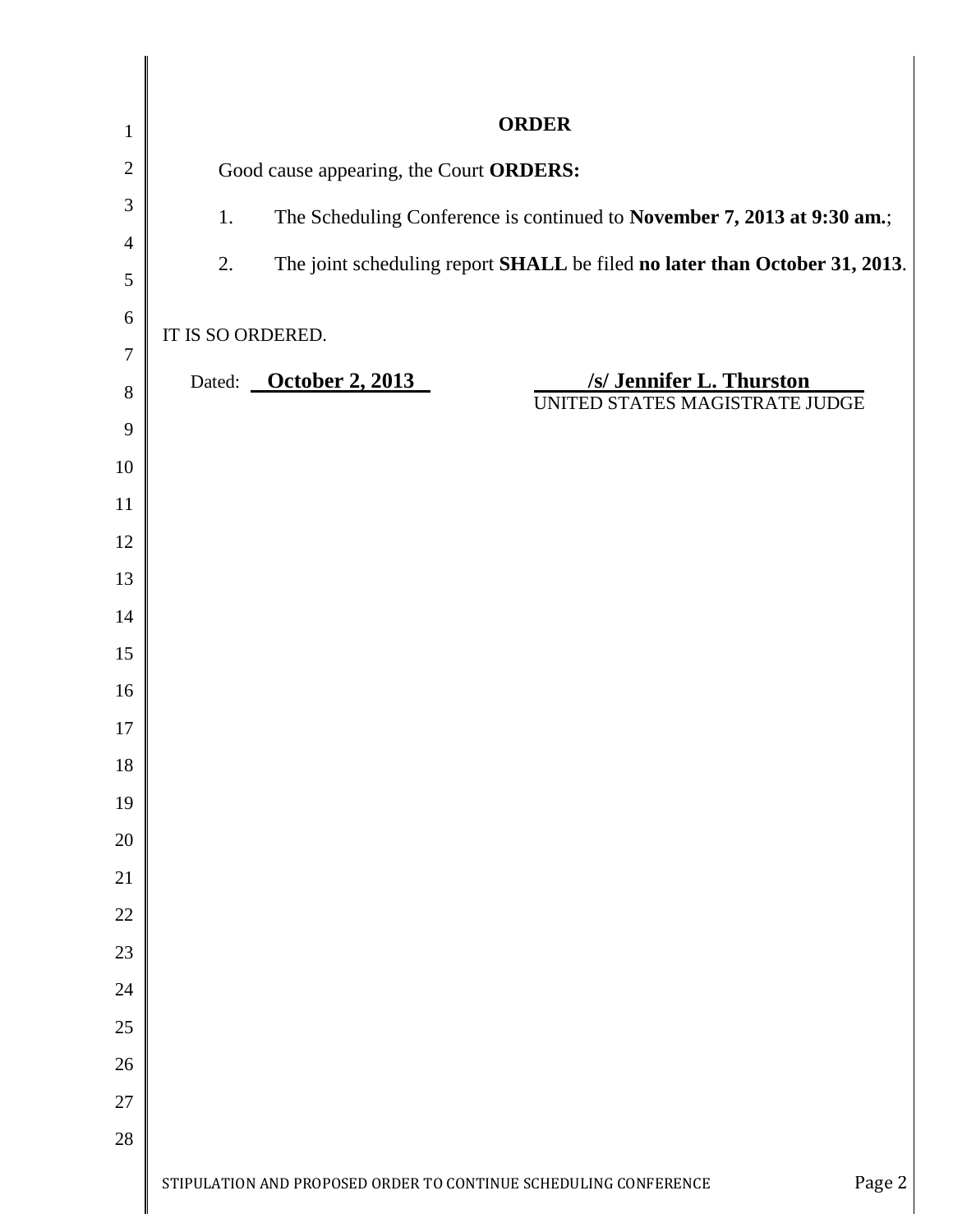**ORDER**

Good cause appearing, the Court **ORDERS:**

1. The Scheduling Conference is continued to **November 7, 2013 at 9:30 am.**;

2. The joint scheduling report **SHALL** be filed **no later than October 31, 2013**.

IT IS SO ORDERED.

Dated: **October 2, 2013**

**/s/ Jennifer L. Thurston**
UNITED STATES MAGISTRATE JUDGE